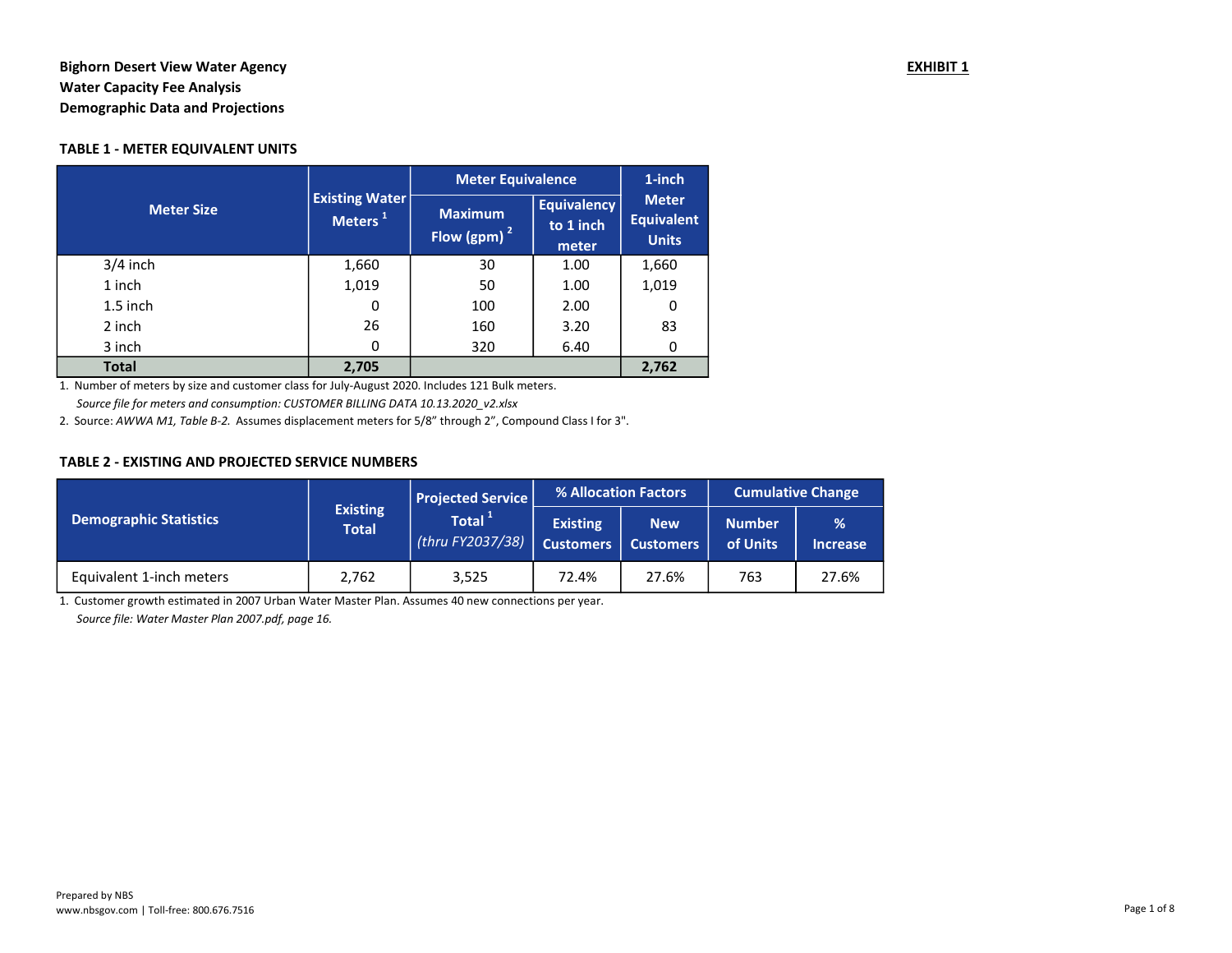**Bighorn Desert View Water Agency**
**Water Capacity Fee Analysis**
**Demographic Data and Projections**

**EXHIBIT 1**

### TABLE 1 - METER EQUIVALENT UNITS

| Meter Size | Existing Water Meters [1] | Meter Equivalence | | 1-inch Meter Equivalent Units |
|---|---|---|---|---|
| | | Maximum Flow (gpm) [2] | Equivalency to 1 inch meter | |
| 3/4 inch | 1,660 | 30 | 1.00 | 1,660 |
| 1 inch | 1,019 | 50 | 1.00 | 1,019 |
| 1.5 inch | 0 | 100 | 2.00 | 0 |
| 2 inch | 26 | 160 | 3.20 | 83 |
| 3 inch | 0 | 320 | 6.40 | 0 |
| **Total** | **2,705** | | | **2,762** |

1. Number of meters by size and customer class for July-August 2020. Includes 121 Bulk meters.
*Source file for meters and consumption: CUSTOMER BILLING DATA 10.13.2020_v2.xlsx*

2. Source: *AWWA M1, Table B-2.* Assumes displacement meters for 5/8" through 2", Compound Class I for 3".

### TABLE 2 - EXISTING AND PROJECTED SERVICE NUMBERS

| Demographic Statistics | Existing Total | Projected Service Total [1] *(thru FY2037/38)* | % Allocation Factors | | Cumulative Change | |
|---|---|---|---|---|---|---|
| | | | Existing Customers | New Customers | Number of Units | % Increase |
| Equivalent 1-inch meters | 2,762 | 3,525 | 72.4% | 27.6% | 763 | 27.6% |

1. Customer growth estimated in 2007 Urban Water Master Plan. Assumes 40 new connections per year.
*Source file: Water Master Plan 2007.pdf, page 16.*

Prepared by NBS
www.nbsgov.com | Toll-free: 800.676.7516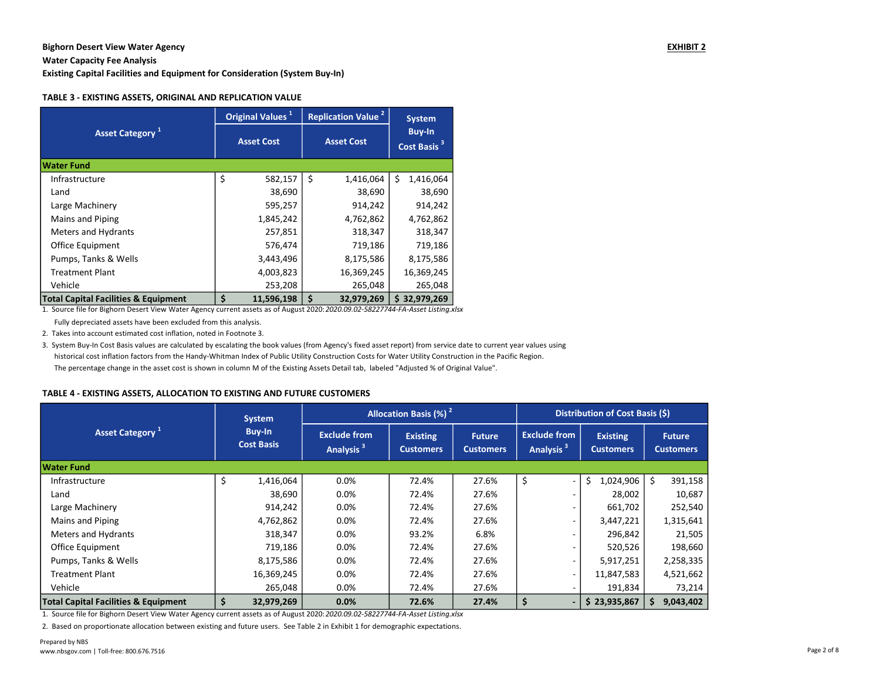**Bighorn Desert View Water Agency**
**Water Capacity Fee Analysis**
**Existing Capital Facilities and Equipment for Consideration (System Buy-In)**

**EXHIBIT 2**

### TABLE 3 - EXISTING ASSETS, ORIGINAL AND REPLICATION VALUE

| Asset Category [1] | Original Values [1] | Replication Value [2] | System Buy-In Cost Basis [3] |
|---|---|---|---|
| | Asset Cost | Asset Cost | |
| **Water Fund** | | | |
| Infrastructure | $ 582,157 | $ 1,416,064 | $ 1,416,064 |
| Land | 38,690 | 38,690 | 38,690 |
| Large Machinery | 595,257 | 914,242 | 914,242 |
| Mains and Piping | 1,845,242 | 4,762,862 | 4,762,862 |
| Meters and Hydrants | 257,851 | 318,347 | 318,347 |
| Office Equipment | 576,474 | 719,186 | 719,186 |
| Pumps, Tanks & Wells | 3,443,496 | 8,175,586 | 8,175,586 |
| Treatment Plant | 4,003,823 | 16,369,245 | 16,369,245 |
| Vehicle | 253,208 | 265,048 | 265,048 |
| **Total Capital Facilities & Equipment** | **$ 11,596,198** | **$ 32,979,269** | **$ 32,979,269** |

1. Source file for Bighorn Desert View Water Agency current assets as of August 2020: *2020.09.02-58227744-FA-Asset Listing.xlsx*
   Fully depreciated assets have been excluded from this analysis.
2. Takes into account estimated cost inflation, noted in Footnote 3.
3. System Buy-In Cost Basis values are calculated by escalating the book values (from Agency's fixed asset report) from service date to current year values using historical cost inflation factors from the Handy-Whitman Index of Public Utility Construction Costs for Water Utility Construction in the Pacific Region. The percentage change in the asset cost is shown in column M of the Existing Assets Detail tab, labeled "Adjusted % of Original Value".

### TABLE 4 - EXISTING ASSETS, ALLOCATION TO EXISTING AND FUTURE CUSTOMERS

| Asset Category [1] | System Buy-In Cost Basis | Allocation Basis (%) [2] | | | Distribution of Cost Basis ($) | | |
|---|---|---|---|---|---|---|---|
| | | Exclude from Analysis [3] | Existing Customers | Future Customers | Exclude from Analysis [3] | Existing Customers | Future Customers |
| **Water Fund** | | | | | | | |
| Infrastructure | $ 1,416,064 | 0.0% | 72.4% | 27.6% | $ - | $ 1,024,906 | $ 391,158 |
| Land | 38,690 | 0.0% | 72.4% | 27.6% | - | 28,002 | 10,687 |
| Large Machinery | 914,242 | 0.0% | 72.4% | 27.6% | - | 661,702 | 252,540 |
| Mains and Piping | 4,762,862 | 0.0% | 72.4% | 27.6% | - | 3,447,221 | 1,315,641 |
| Meters and Hydrants | 318,347 | 0.0% | 93.2% | 6.8% | - | 296,842 | 21,505 |
| Office Equipment | 719,186 | 0.0% | 72.4% | 27.6% | - | 520,526 | 198,660 |
| Pumps, Tanks & Wells | 8,175,586 | 0.0% | 72.4% | 27.6% | - | 5,917,251 | 2,258,335 |
| Treatment Plant | 16,369,245 | 0.0% | 72.4% | 27.6% | - | 11,847,583 | 4,521,662 |
| Vehicle | 265,048 | 0.0% | 72.4% | 27.6% | - | 191,834 | 73,214 |
| **Total Capital Facilities & Equipment** | **$ 32,979,269** | **0.0%** | **72.6%** | **27.4%** | **$ -** | **$ 23,935,867** | **$ 9,043,402** |

1. Source file for Bighorn Desert View Water Agency current assets as of August 2020: *2020.09.02-58227744-FA-Asset Listing.xlsx*
2. Based on proportionate allocation between existing and future users. See Table 2 in Exhibit 1 for demographic expectations.

Prepared by NBS
www.nbsgov.com | Toll-free: 800.676.7516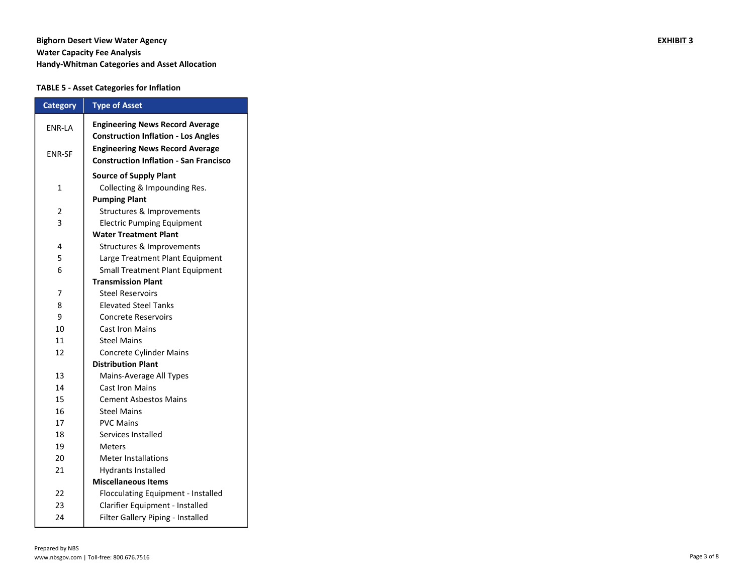**Bighorn Desert View Water Agency**
**Water Capacity Fee Analysis**
**Handy-Whitman Categories and Asset Allocation**

**EXHIBIT 3**

**TABLE 5 - Asset Categories for Inflation**

| Category | Type of Asset |
|---|---|
| ENR-LA | **Engineering News Record Average Construction Inflation - Los Angles** |
| ENR-SF | **Engineering News Record Average Construction Inflation - San Francisco** |
| | **Source of Supply Plant** |
| 1 | Collecting & Impounding Res. |
| | **Pumping Plant** |
| 2 | Structures & Improvements |
| 3 | Electric Pumping Equipment |
| | **Water Treatment Plant** |
| 4 | Structures & Improvements |
| 5 | Large Treatment Plant Equipment |
| 6 | Small Treatment Plant Equipment |
| | **Transmission Plant** |
| 7 | Steel Reservoirs |
| 8 | Elevated Steel Tanks |
| 9 | Concrete Reservoirs |
| 10 | Cast Iron Mains |
| 11 | Steel Mains |
| 12 | Concrete Cylinder Mains |
| | **Distribution Plant** |
| 13 | Mains-Average All Types |
| 14 | Cast Iron Mains |
| 15 | Cement Asbestos Mains |
| 16 | Steel Mains |
| 17 | PVC Mains |
| 18 | Services Installed |
| 19 | Meters |
| 20 | Meter Installations |
| 21 | Hydrants Installed |
| | **Miscellaneous Items** |
| 22 | Flocculating Equipment - Installed |
| 23 | Clarifier Equipment - Installed |
| 24 | Filter Gallery Piping - Installed |

Prepared by NBS
www.nbsgov.com | Toll-free: 800.676.7516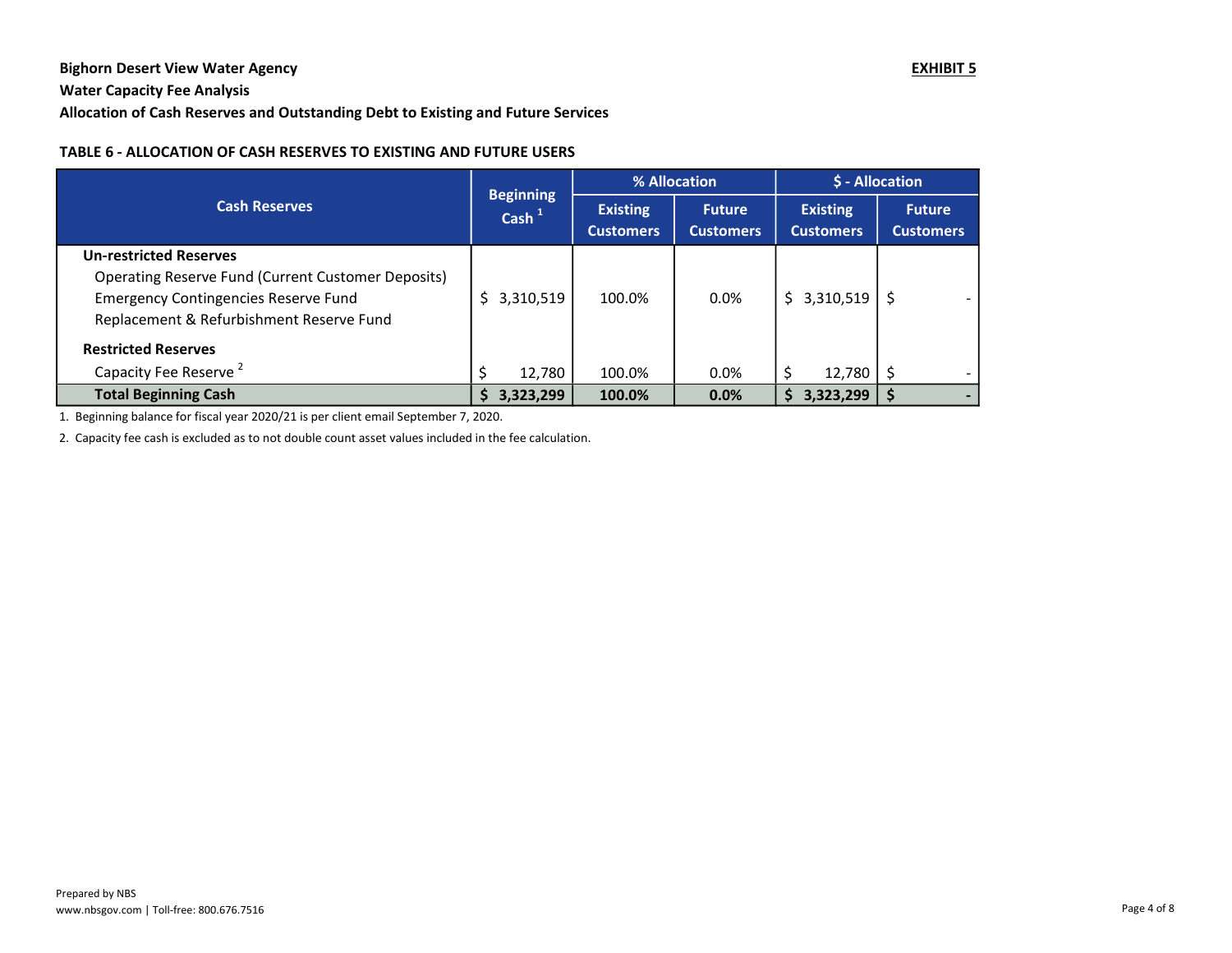**Bighorn Desert View Water Agency** **EXHIBIT 5**

**Water Capacity Fee Analysis**

**Allocation of Cash Reserves and Outstanding Debt to Existing and Future Services**

**TABLE 6 - ALLOCATION OF CASH RESERVES TO EXISTING AND FUTURE USERS**

| Cash Reserves | Beginning Cash [1] | % Allocation | | $ - Allocation | |
|---|---|---|---|---|---|
| | | Existing Customers | Future Customers | Existing Customers | Future Customers |
| **Un-restricted Reserves** | | | | | |
| Operating Reserve Fund (Current Customer Deposits)<br>Emergency Contingencies Reserve Fund<br>Replacement & Refurbishment Reserve Fund | $ 3,310,519 | 100.0% | 0.0% | $ 3,310,519 | $ - |
| **Restricted Reserves** | | | | | |
| Capacity Fee Reserve [2] | $ 12,780 | 100.0% | 0.0% | $ 12,780 | $ - |
| **Total Beginning Cash** | **$ 3,323,299** | **100.0%** | **0.0%** | **$ 3,323,299** | **$ -** |

1. Beginning balance for fiscal year 2020/21 is per client email September 7, 2020.

2. Capacity fee cash is excluded as to not double count asset values included in the fee calculation.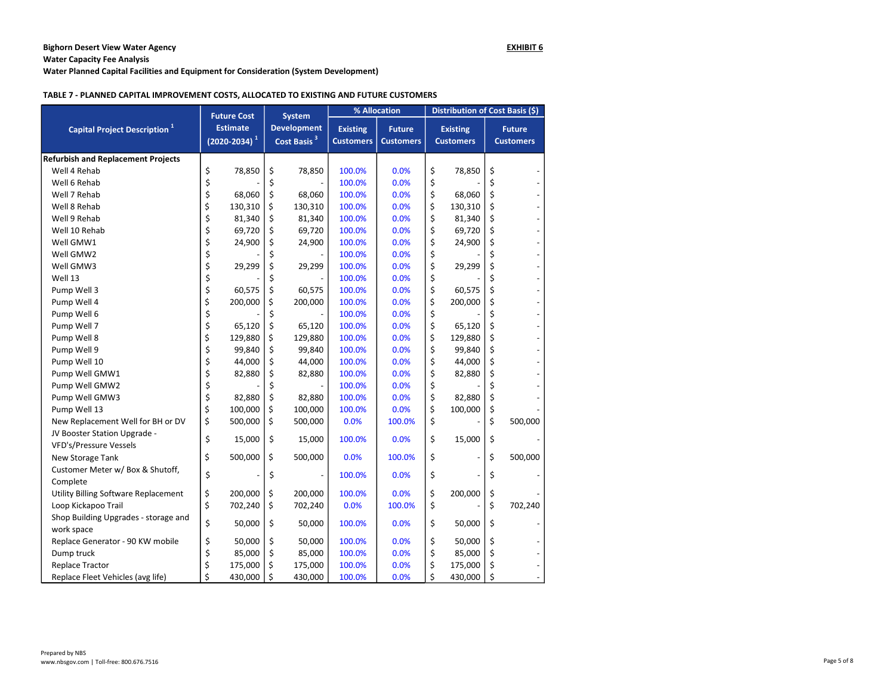**Bighorn Desert View Water Agency**
**Water Capacity Fee Analysis**
**Water Planned Capital Facilities and Equipment for Consideration (System Development)**

**EXHIBIT 6**

**TABLE 7 - PLANNED CAPITAL IMPROVEMENT COSTS, ALLOCATED TO EXISTING AND FUTURE CUSTOMERS**

| Capital Project Description [1] | Future Cost Estimate (2020-2034) [1] | System Development Cost Basis [3] | % Allocation | | Distribution of Cost Basis ($) | |
|---|---|---|---|---|---|---|
| | | | Existing Customers | Future Customers | Existing Customers | Future Customers |
| **Refurbish and Replacement Projects** | | | | | | |
| Well 4 Rehab | $ 78,850 | $ 78,850 | 100.0% | 0.0% | $ 78,850 | $ - |
| Well 6 Rehab | $ - | $ - | 100.0% | 0.0% | $ - | $ - |
| Well 7 Rehab | $ 68,060 | $ 68,060 | 100.0% | 0.0% | $ 68,060 | $ - |
| Well 8 Rehab | $ 130,310 | $ 130,310 | 100.0% | 0.0% | $ 130,310 | $ - |
| Well 9 Rehab | $ 81,340 | $ 81,340 | 100.0% | 0.0% | $ 81,340 | $ - |
| Well 10 Rehab | $ 69,720 | $ 69,720 | 100.0% | 0.0% | $ 69,720 | $ - |
| Well GMW1 | $ 24,900 | $ 24,900 | 100.0% | 0.0% | $ 24,900 | $ - |
| Well GMW2 | $ - | $ - | 100.0% | 0.0% | $ - | $ - |
| Well GMW3 | $ 29,299 | $ 29,299 | 100.0% | 0.0% | $ 29,299 | $ - |
| Well 13 | $ - | $ - | 100.0% | 0.0% | $ - | $ - |
| Pump Well 3 | $ 60,575 | $ 60,575 | 100.0% | 0.0% | $ 60,575 | $ - |
| Pump Well 4 | $ 200,000 | $ 200,000 | 100.0% | 0.0% | $ 200,000 | $ - |
| Pump Well 6 | $ - | $ - | 100.0% | 0.0% | $ - | $ - |
| Pump Well 7 | $ 65,120 | $ 65,120 | 100.0% | 0.0% | $ 65,120 | $ - |
| Pump Well 8 | $ 129,880 | $ 129,880 | 100.0% | 0.0% | $ 129,880 | $ - |
| Pump Well 9 | $ 99,840 | $ 99,840 | 100.0% | 0.0% | $ 99,840 | $ - |
| Pump Well 10 | $ 44,000 | $ 44,000 | 100.0% | 0.0% | $ 44,000 | $ - |
| Pump Well GMW1 | $ 82,880 | $ 82,880 | 100.0% | 0.0% | $ 82,880 | $ - |
| Pump Well GMW2 | $ - | $ - | 100.0% | 0.0% | $ - | $ - |
| Pump Well GMW3 | $ 82,880 | $ 82,880 | 100.0% | 0.0% | $ 82,880 | $ - |
| Pump Well 13 | $ 100,000 | $ 100,000 | 100.0% | 0.0% | $ 100,000 | $ - |
| New Replacement Well for BH or DV | $ 500,000 | $ 500,000 | 0.0% | 100.0% | $ - | $ 500,000 |
| JV Booster Station Upgrade - VFD's/Pressure Vessels | $ 15,000 | $ 15,000 | 100.0% | 0.0% | $ 15,000 | $ - |
| New Storage Tank | $ 500,000 | $ 500,000 | 0.0% | 100.0% | $ - | $ 500,000 |
| Customer Meter w/ Box & Shutoff, Complete | $ - | $ - | 100.0% | 0.0% | $ - | $ - |
| Utility Billing Software Replacement | $ 200,000 | $ 200,000 | 100.0% | 0.0% | $ 200,000 | $ - |
| Loop Kickapoo Trail | $ 702,240 | $ 702,240 | 0.0% | 100.0% | $ - | $ 702,240 |
| Shop Building Upgrades - storage and work space | $ 50,000 | $ 50,000 | 100.0% | 0.0% | $ 50,000 | $ - |
| Replace Generator - 90 KW mobile | $ 50,000 | $ 50,000 | 100.0% | 0.0% | $ 50,000 | $ - |
| Dump truck | $ 85,000 | $ 85,000 | 100.0% | 0.0% | $ 85,000 | $ - |
| Replace Tractor | $ 175,000 | $ 175,000 | 100.0% | 0.0% | $ 175,000 | $ - |
| Replace Fleet Vehicles (avg life) | $ 430,000 | $ 430,000 | 100.0% | 0.0% | $ 430,000 | $ - |

Prepared by NBS
www.nbsgov.com | Toll-free: 800.676.7516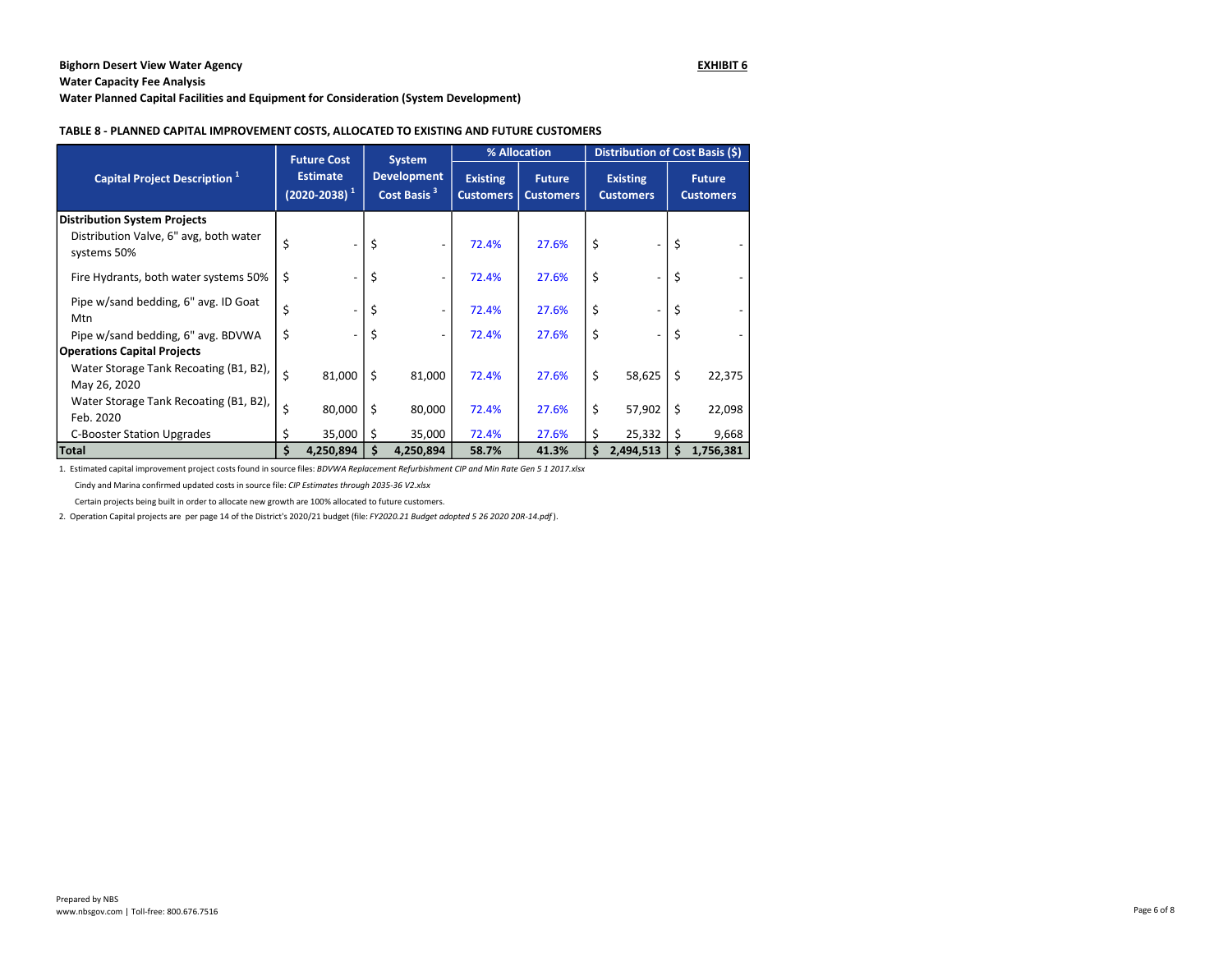**Bighorn Desert View Water Agency** **EXHIBIT 6**

**Water Capacity Fee Analysis**

**Water Planned Capital Facilities and Equipment for Consideration (System Development)**

**TABLE 8 - PLANNED CAPITAL IMPROVEMENT COSTS, ALLOCATED TO EXISTING AND FUTURE CUSTOMERS**

| Capital Project Description [1] | Future Cost Estimate (2020-2038) [1] | System Development Cost Basis [3] | % Allocation | | Distribution of Cost Basis ($) | |
|---|---|---|---|---|---|---|
| | | | Existing Customers | Future Customers | Existing Customers | Future Customers |
| **Distribution System Projects** | | | | | | |
| Distribution Valve, 6" avg, both water systems 50% | $ - | $ - | 72.4% | 27.6% | $ - | $ - |
| Fire Hydrants, both water systems 50% | $ - | $ - | 72.4% | 27.6% | $ - | $ - |
| Pipe w/sand bedding, 6" avg. ID Goat Mtn | $ - | $ - | 72.4% | 27.6% | $ - | $ - |
| Pipe w/sand bedding, 6" avg. BDVWA | $ - | $ - | 72.4% | 27.6% | $ - | $ - |
| **Operations Capital Projects** | | | | | | |
| Water Storage Tank Recoating (B1, B2), May 26, 2020 | $ 81,000 | $ 81,000 | 72.4% | 27.6% | $ 58,625 | $ 22,375 |
| Water Storage Tank Recoating (B1, B2), Feb. 2020 | $ 80,000 | $ 80,000 | 72.4% | 27.6% | $ 57,902 | $ 22,098 |
| C-Booster Station Upgrades | $ 35,000 | $ 35,000 | 72.4% | 27.6% | $ 25,332 | $ 9,668 |
| **Total** | **$ 4,250,894** | **$ 4,250,894** | **58.7%** | **41.3%** | **$ 2,494,513** | **$ 1,756,381** |

1. Estimated capital improvement project costs found in source files: *BDVWA Replacement Refurbishment CIP and Min Rate Gen 5 1 2017.xlsx*

Cindy and Marina confirmed updated costs in source file: *CIP Estimates through 2035-36 V2.xlsx*

Certain projects being built in order to allocate new growth are 100% allocated to future customers.

2. Operation Capital projects are per page 14 of the District's 2020/21 budget (file: *FY2020.21 Budget adopted 5 26 2020 20R-14.pdf*).

Prepared by NBS
www.nbsgov.com | Toll-free: 800.676.7516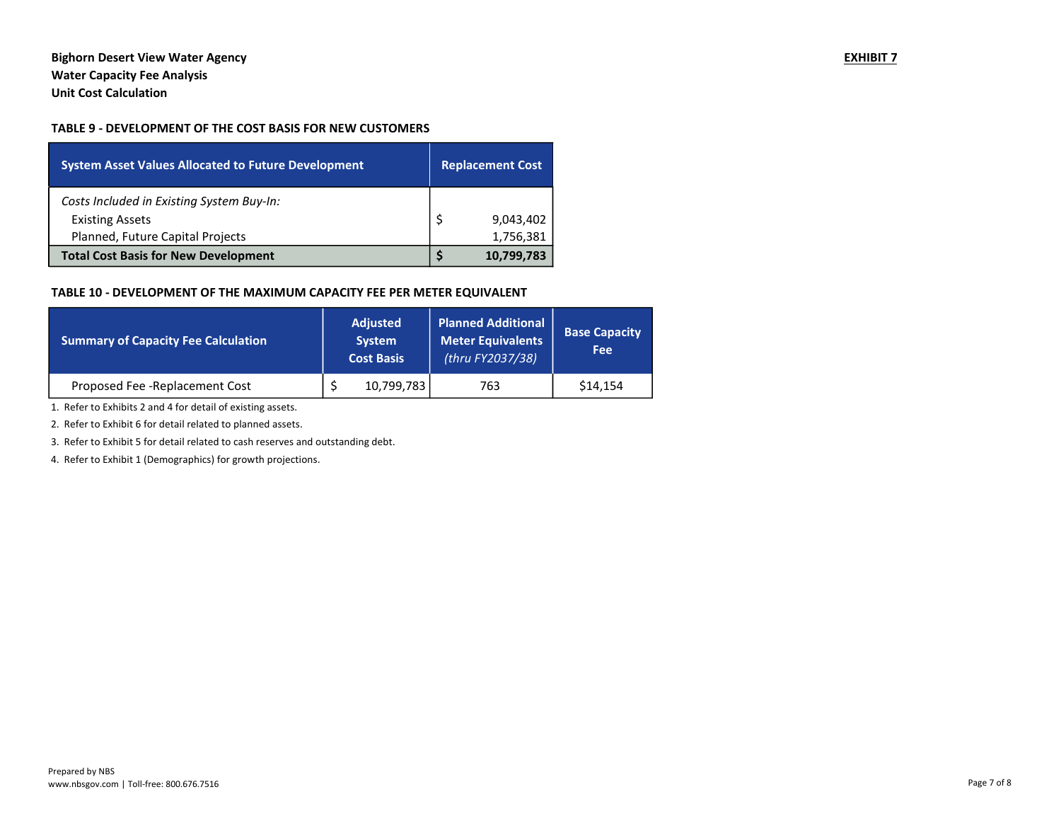**Bighorn Desert View Water Agency**
**Water Capacity Fee Analysis**
**Unit Cost Calculation**

**EXHIBIT 7**

### TABLE 9 - DEVELOPMENT OF THE COST BASIS FOR NEW CUSTOMERS

| System Asset Values Allocated to Future Development | Replacement Cost |
|---|---|
| *Costs Included in Existing System Buy-In:* | |
| Existing Assets | $ 9,043,402 |
| Planned, Future Capital Projects | 1,756,381 |
| **Total Cost Basis for New Development** | **$ 10,799,783** |

### TABLE 10 - DEVELOPMENT OF THE MAXIMUM CAPACITY FEE PER METER EQUIVALENT

| Summary of Capacity Fee Calculation | Adjusted System Cost Basis | Planned Additional Meter Equivalents *(thru FY2037/38)* | Base Capacity Fee |
|---|---|---|---|
| Proposed Fee -Replacement Cost | $ 10,799,783 | 763 | $14,154 |

1. Refer to Exhibits 2 and 4 for detail of existing assets.
2. Refer to Exhibit 6 for detail related to planned assets.
3. Refer to Exhibit 5 for detail related to cash reserves and outstanding debt.
4. Refer to Exhibit 1 (Demographics) for growth projections.

Prepared by NBS
www.nbsgov.com | Toll-free: 800.676.7516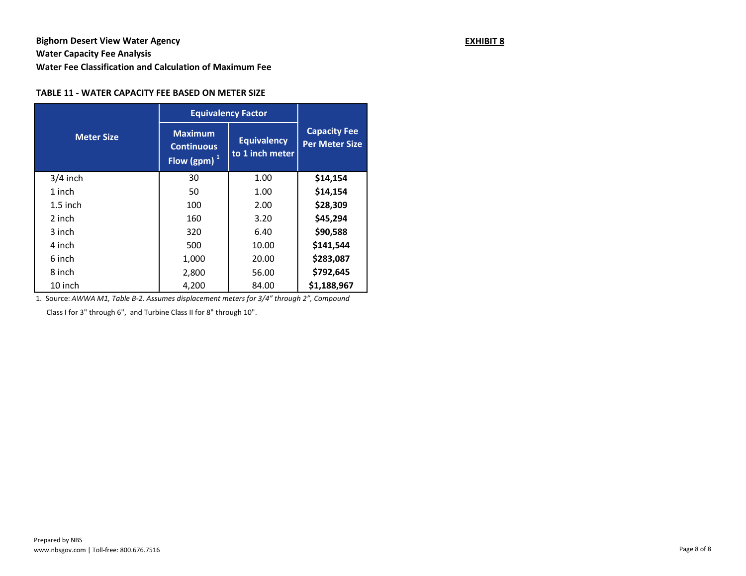**Bighorn Desert View Water Agency**
**Water Capacity Fee Analysis**
**Water Fee Classification and Calculation of Maximum Fee**

**EXHIBIT 8**

**TABLE 11 - WATER CAPACITY FEE BASED ON METER SIZE**

| Meter Size | Equivalency Factor | | Capacity Fee Per Meter Size |
|---|---|---|---|
| | Maximum Continuous Flow (gpm) [1] | Equivalency to 1 inch meter | |
| 3/4 inch | 30 | 1.00 | **$14,154** |
| 1 inch | 50 | 1.00 | **$14,154** |
| 1.5 inch | 100 | 2.00 | **$28,309** |
| 2 inch | 160 | 3.20 | **$45,294** |
| 3 inch | 320 | 6.40 | **$90,588** |
| 4 inch | 500 | 10.00 | **$141,544** |
| 6 inch | 1,000 | 20.00 | **$283,087** |
| 8 inch | 2,800 | 56.00 | **$792,645** |
| 10 inch | 4,200 | 84.00 | **$1,188,967** |

1. Source: *AWWA M1, Table B-2. Assumes displacement meters for 3/4" through 2", Compound* Class I for 3" through 6", and Turbine Class II for 8" through 10".

Prepared by NBS
www.nbsgov.com | Toll-free: 800.676.7516